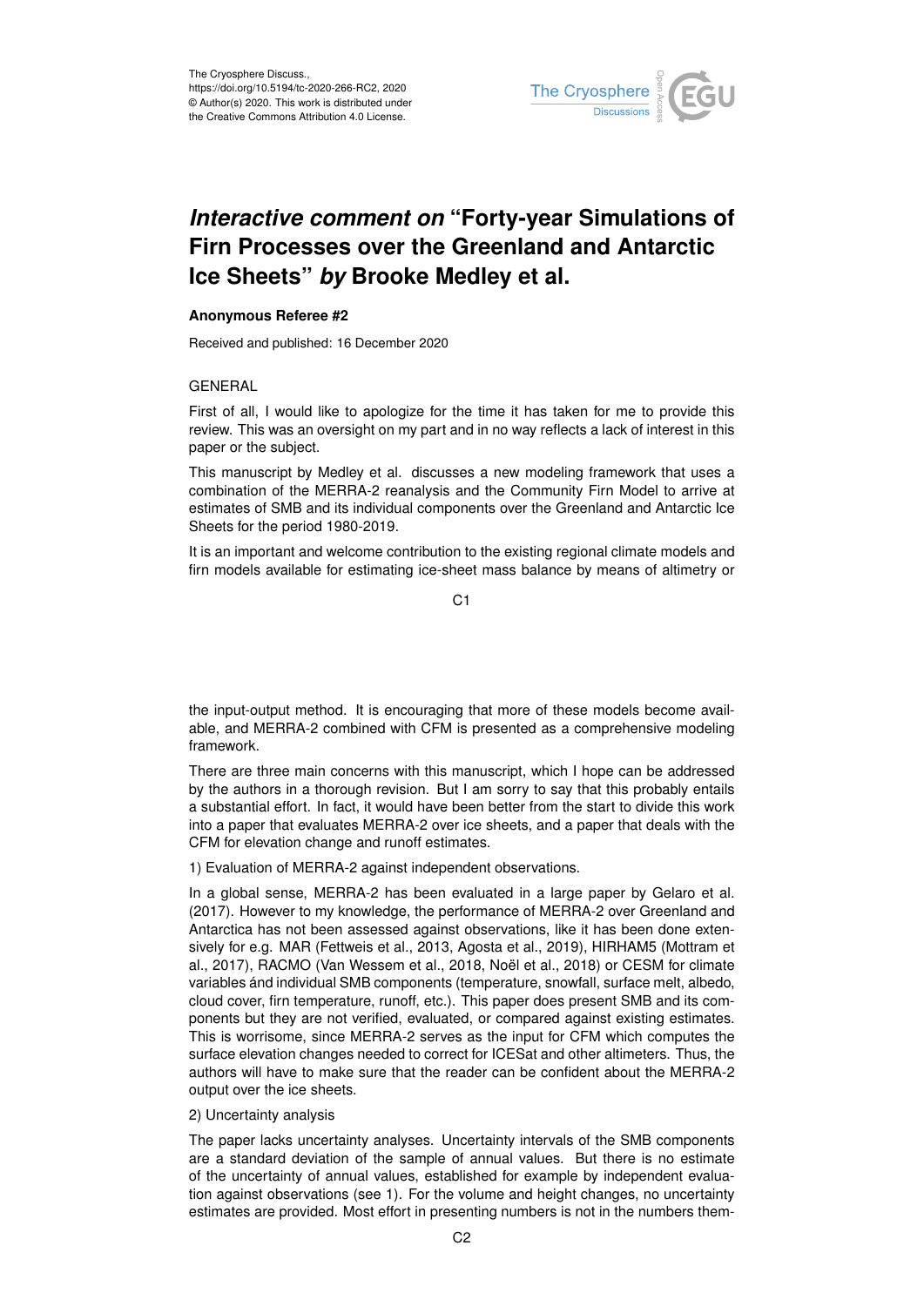# *Interactive comment on* "Forty-year Simulations of Firn Processes over the Greenland and Antarctic Ice Sheets" *by* Brooke Medley et al.

**Anonymous Referee #2**

Received and published: 16 December 2020

GENERAL

First of all, I would like to apologize for the time it has taken for me to provide this review. This was an oversight on my part and in no way reflects a lack of interest in this paper or the subject.

This manuscript by Medley et al. discusses a new modeling framework that uses a combination of the MERRA-2 reanalysis and the Community Firn Model to arrive at estimates of SMB and its individual components over the Greenland and Antarctic Ice Sheets for the period 1980-2019.

It is an important and welcome contribution to the existing regional climate models and firn models available for estimating ice-sheet mass balance by means of altimetry or the input-output method. It is encouraging that more of these models become available, and MERRA-2 combined with CFM is presented as a comprehensive modeling framework.

There are three main concerns with this manuscript, which I hope can be addressed by the authors in a thorough revision. But I am sorry to say that this probably entails a substantial effort. In fact, it would have been better from the start to divide this work into a paper that evaluates MERRA-2 over ice sheets, and a paper that deals with the CFM for elevation change and runoff estimates.

1) Evaluation of MERRA-2 against independent observations.

In a global sense, MERRA-2 has been evaluated in a large paper by Gelaro et al. (2017). However to my knowledge, the performance of MERRA-2 over Greenland and Antarctica has not been assessed against observations, like it has been done extensively for e.g. MAR (Fettweis et al., 2013, Agosta et al., 2019), HIRHAM5 (Mottram et al., 2017), RACMO (Van Wessem et al., 2018, Noël et al., 2018) or CESM for climate variables ánd individual SMB components (temperature, snowfall, surface melt, albedo, cloud cover, firn temperature, runoff, etc.). This paper does present SMB and its components but they are not verified, evaluated, or compared against existing estimates. This is worrisome, since MERRA-2 serves as the input for CFM which computes the surface elevation changes needed to correct for ICESat and other altimeters. Thus, the authors will have to make sure that the reader can be confident about the MERRA-2 output over the ice sheets.

2) Uncertainty analysis

The paper lacks uncertainty analyses. Uncertainty intervals of the SMB components are a standard deviation of the sample of annual values. But there is no estimate of the uncertainty of annual values, established for example by independent evaluation against observations (see 1). For the volume and height changes, no uncertainty estimates are provided. Most effort in presenting numbers is not in the numbers them-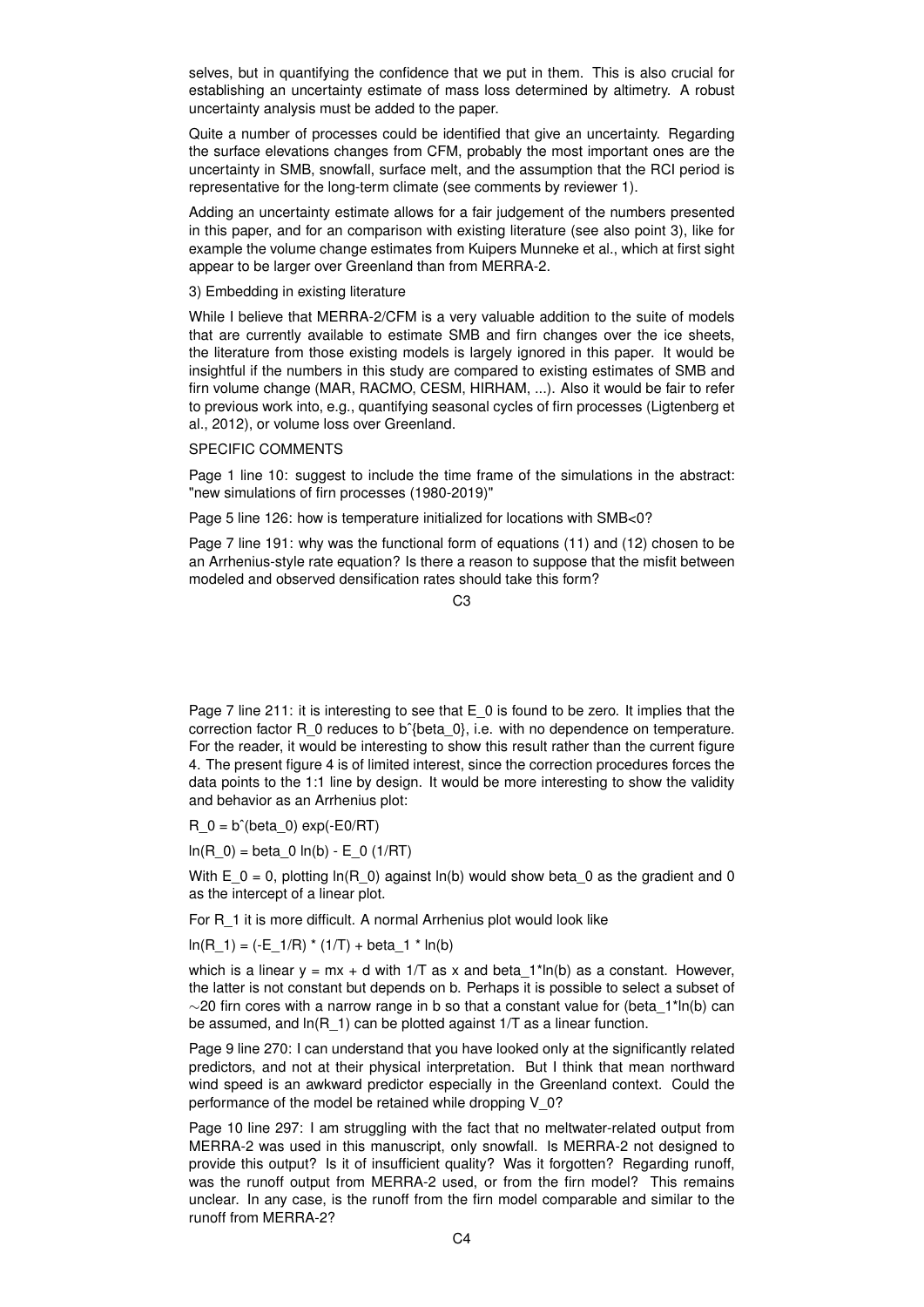selves, but in quantifying the confidence that we put in them. This is also crucial for establishing an uncertainty estimate of mass loss determined by altimetry. A robust uncertainty analysis must be added to the paper.

Quite a number of processes could be identified that give an uncertainty. Regarding the surface elevations changes from CFM, probably the most important ones are the uncertainty in SMB, snowfall, surface melt, and the assumption that the RCI period is representative for the long-term climate (see comments by reviewer 1).

Adding an uncertainty estimate allows for a fair judgement of the numbers presented in this paper, and for an comparison with existing literature (see also point 3), like for example the volume change estimates from Kuipers Munneke et al., which at first sight appear to be larger over Greenland than from MERRA-2.

3) Embedding in existing literature

While I believe that MERRA-2/CFM is a very valuable addition to the suite of models that are currently available to estimate SMB and firn changes over the ice sheets, the literature from those existing models is largely ignored in this paper. It would be insightful if the numbers in this study are compared to existing estimates of SMB and firn volume change (MAR, RACMO, CESM, HIRHAM, ...). Also it would be fair to refer to previous work into, e.g., quantifying seasonal cycles of firn processes (Ligtenberg et al., 2012), or volume loss over Greenland.

SPECIFIC COMMENTS

Page 1 line 10: suggest to include the time frame of the simulations in the abstract: "new simulations of firn processes (1980-2019)"

Page 5 line 126: how is temperature initialized for locations with SMB<0?

Page 7 line 191: why was the functional form of equations (11) and (12) chosen to be an Arrhenius-style rate equation? Is there a reason to suppose that the misfit between modeled and observed densification rates should take this form?

Page 7 line 211: it is interesting to see that $E_0$ is found to be zero. It implies that the correction factor $R_0$ reduces to $b^{\beta_0}$, i.e. with no dependence on temperature. For the reader, it would be interesting to show this result rather than the current figure 4. The present figure 4 is of limited interest, since the correction procedures forces the data points to the 1:1 line by design. It would be more interesting to show the validity and behavior as an Arrhenius plot:

$R_0 = b^{\beta_0} \exp(-E_0/RT)$

$\ln(R_0) = \beta_0 \ln(b) - E_0 (1/RT)$

With $E_0 = 0$, plotting $\ln(R_0)$ against $\ln(b)$ would show $\beta_0$ as the gradient and 0 as the intercept of a linear plot.

For $R_1$ it is more difficult. A normal Arrhenius plot would look like

$\ln(R_1) = (-E_1/R) * (1/T) + \beta_1 * \ln(b)$

which is a linear $y = mx + d$ with $1/T$ as x and $\beta_1 * \ln(b)$ as a constant. However, the latter is not constant but depends on b. Perhaps it is possible to select a subset of ~20 firn cores with a narrow range in b so that a constant value for ($\beta_1 * \ln(b)$) can be assumed, and $\ln(R_1)$ can be plotted against $1/T$ as a linear function.

Page 9 line 270: I can understand that you have looked only at the significantly related predictors, and not at their physical interpretation. But I think that mean northward wind speed is an awkward predictor especially in the Greenland context. Could the performance of the model be retained while dropping $V_0$?

Page 10 line 297: I am struggling with the fact that no meltwater-related output from MERRA-2 was used in this manuscript, only snowfall. Is MERRA-2 not designed to provide this output? Is it of insufficient quality? Was it forgotten? Regarding runoff, was the runoff output from MERRA-2 used, or from the firn model? This remains unclear. In any case, is the runoff from the firn model comparable and similar to the runoff from MERRA-2?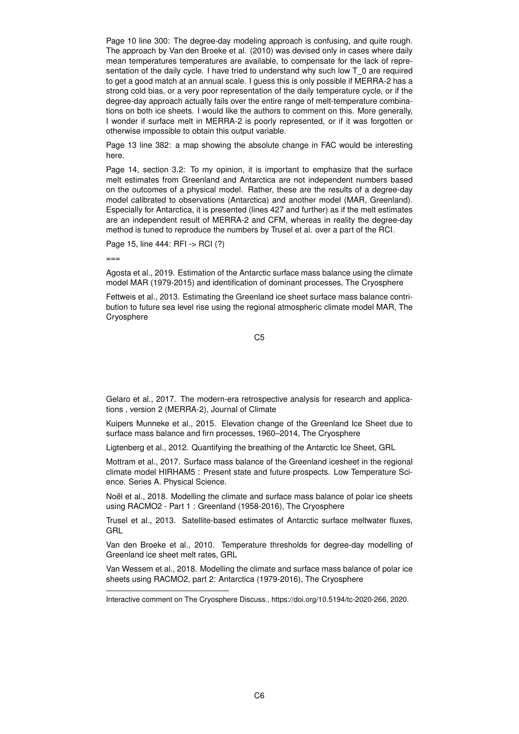Page 10 line 300: The degree-day modeling approach is confusing, and quite rough. The approach by Van den Broeke et al. (2010) was devised only in cases where daily mean temperatures temperatures are available, to compensate for the lack of representation of the daily cycle. I have tried to understand why such low T_0 are required to get a good match at an annual scale. I guess this is only possible if MERRA-2 has a strong cold bias, or a very poor representation of the daily temperature cycle, or if the degree-day approach actually fails over the entire range of melt-temperature combinations on both ice sheets. I would like the authors to comment on this. More generally, I wonder if surface melt in MERRA-2 is poorly represented, or if it was forgotten or otherwise impossible to obtain this output variable.

Page 13 line 382: a map showing the absolute change in FAC would be interesting here.

Page 14, section 3.2: To my opinion, it is important to emphasize that the surface melt estimates from Greenland and Antarctica are not independent numbers based on the outcomes of a physical model. Rather, these are the results of a degree-day model calibrated to observations (Antarctica) and another model (MAR, Greenland). Especially for Antarctica, it is presented (lines 427 and further) as if the melt estimates are an independent result of MERRA-2 and CFM, whereas in reality the degree-day method is tuned to reproduce the numbers by Trusel et al. over a part of the RCI.

Page 15, line 444: RFI -> RCI (?)

===

Agosta et al., 2019. Estimation of the Antarctic surface mass balance using the climate model MAR (1979-2015) and identification of dominant processes, The Cryosphere

Fettweis et al., 2013. Estimating the Greenland ice sheet surface mass balance contribution to future sea level rise using the regional atmospheric climate model MAR, The Cryosphere

Gelaro et al., 2017. The modern-era retrospective analysis for research and applications , version 2 (MERRA-2), Journal of Climate

Kuipers Munneke et al., 2015. Elevation change of the Greenland Ice Sheet due to surface mass balance and firn processes, 1960–2014, The Cryosphere

Ligtenberg et al., 2012. Quantifying the breathing of the Antarctic Ice Sheet, GRL

Mottram et al., 2017. Surface mass balance of the Greenland icesheet in the regional climate model HIRHAM5 : Present state and future prospects. Low Temperature Science. Series A. Physical Science.

Noël et al., 2018. Modelling the climate and surface mass balance of polar ice sheets using RACMO2 - Part 1 : Greenland (1958-2016), The Cryosphere

Trusel et al., 2013. Satellite-based estimates of Antarctic surface meltwater fluxes, GRL

Van den Broeke et al., 2010. Temperature thresholds for degree-day modelling of Greenland ice sheet melt rates, GRL

Van Wessem et al., 2018. Modelling the climate and surface mass balance of polar ice sheets using RACMO2, part 2: Antarctica (1979-2016), The Cryosphere

Interactive comment on The Cryosphere Discuss., https://doi.org/10.5194/tc-2020-266, 2020.